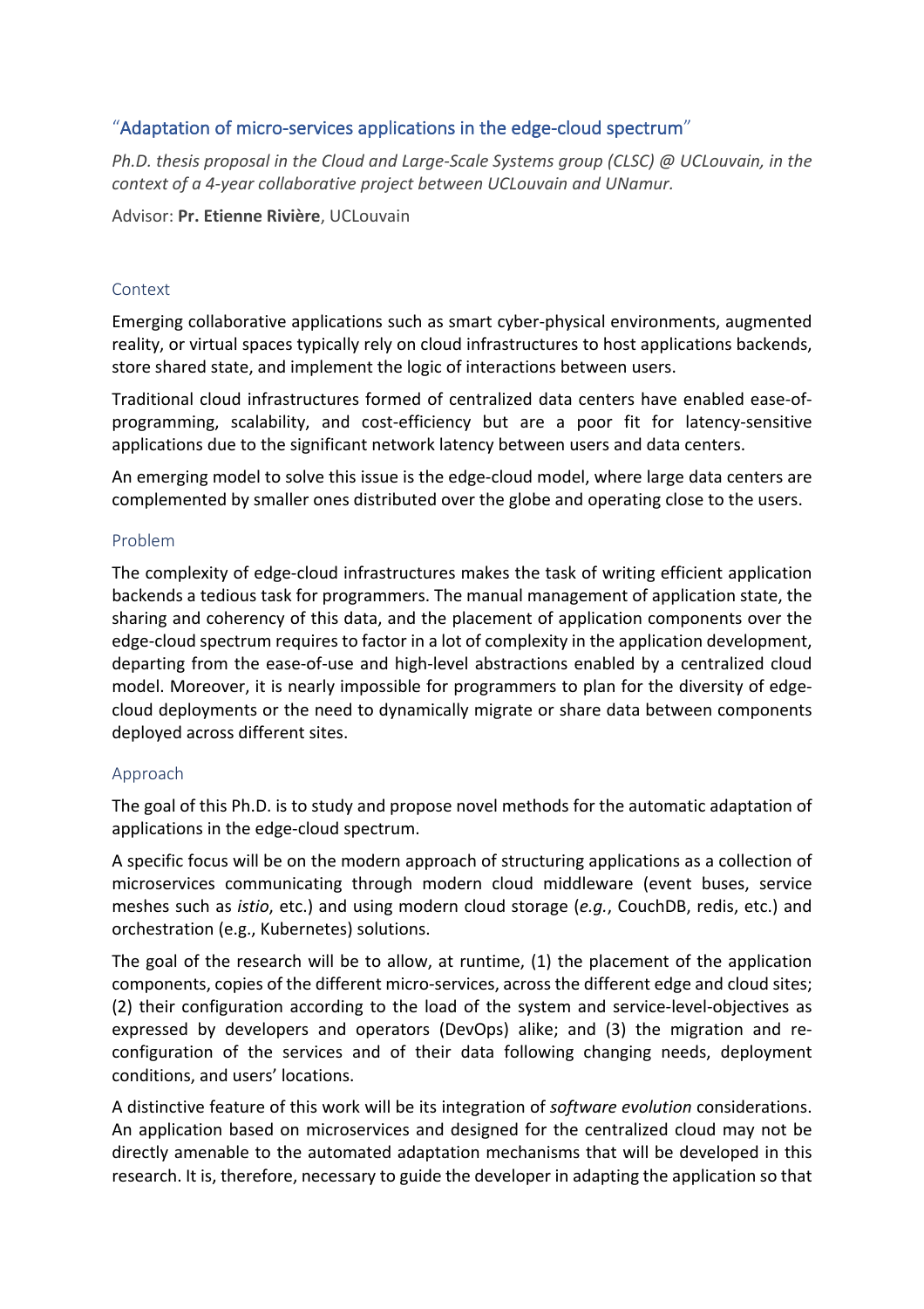# “Adaptation of micro-services applications in the edge-cloud spectrum”

*Ph.D. thesis proposal in the Cloud and Large-Scale Systems group (CLSC) @ UCLouvain, in the context of a 4-year collaborative project between UCLouvain and UNamur.*

Advisor: **Pr. Etienne Rivière**, UCLouvain

## Context

Emerging collaborative applications such as smart cyber-physical environments, augmented reality, or virtual spaces typically rely on cloud infrastructures to host applications backends, store shared state, and implement the logic of interactions between users.

Traditional cloud infrastructures formed of centralized data centers have enabled ease-of-programming, scalability, and cost-efficiency but are a poor fit for latency-sensitive applications due to the significant network latency between users and data centers.

An emerging model to solve this issue is the edge-cloud model, where large data centers are complemented by smaller ones distributed over the globe and operating close to the users.

## Problem

The complexity of edge-cloud infrastructures makes the task of writing efficient application backends a tedious task for programmers. The manual management of application state, the sharing and coherency of this data, and the placement of application components over the edge-cloud spectrum requires to factor in a lot of complexity in the application development, departing from the ease-of-use and high-level abstractions enabled by a centralized cloud model. Moreover, it is nearly impossible for programmers to plan for the diversity of edge-cloud deployments or the need to dynamically migrate or share data between components deployed across different sites.

## Approach

The goal of this Ph.D. is to study and propose novel methods for the automatic adaptation of applications in the edge-cloud spectrum.

A specific focus will be on the modern approach of structuring applications as a collection of microservices communicating through modern cloud middleware (event buses, service meshes such as *istio*, etc.) and using modern cloud storage (*e.g.*, CouchDB, redis, etc.) and orchestration (e.g., Kubernetes) solutions.

The goal of the research will be to allow, at runtime, (1) the placement of the application components, copies of the different micro-services, across the different edge and cloud sites; (2) their configuration according to the load of the system and service-level-objectives as expressed by developers and operators (DevOps) alike; and (3) the migration and re-configuration of the services and of their data following changing needs, deployment conditions, and users' locations.

A distinctive feature of this work will be its integration of *software evolution* considerations. An application based on microservices and designed for the centralized cloud may not be directly amenable to the automated adaptation mechanisms that will be developed in this research. It is, therefore, necessary to guide the developer in adapting the application so that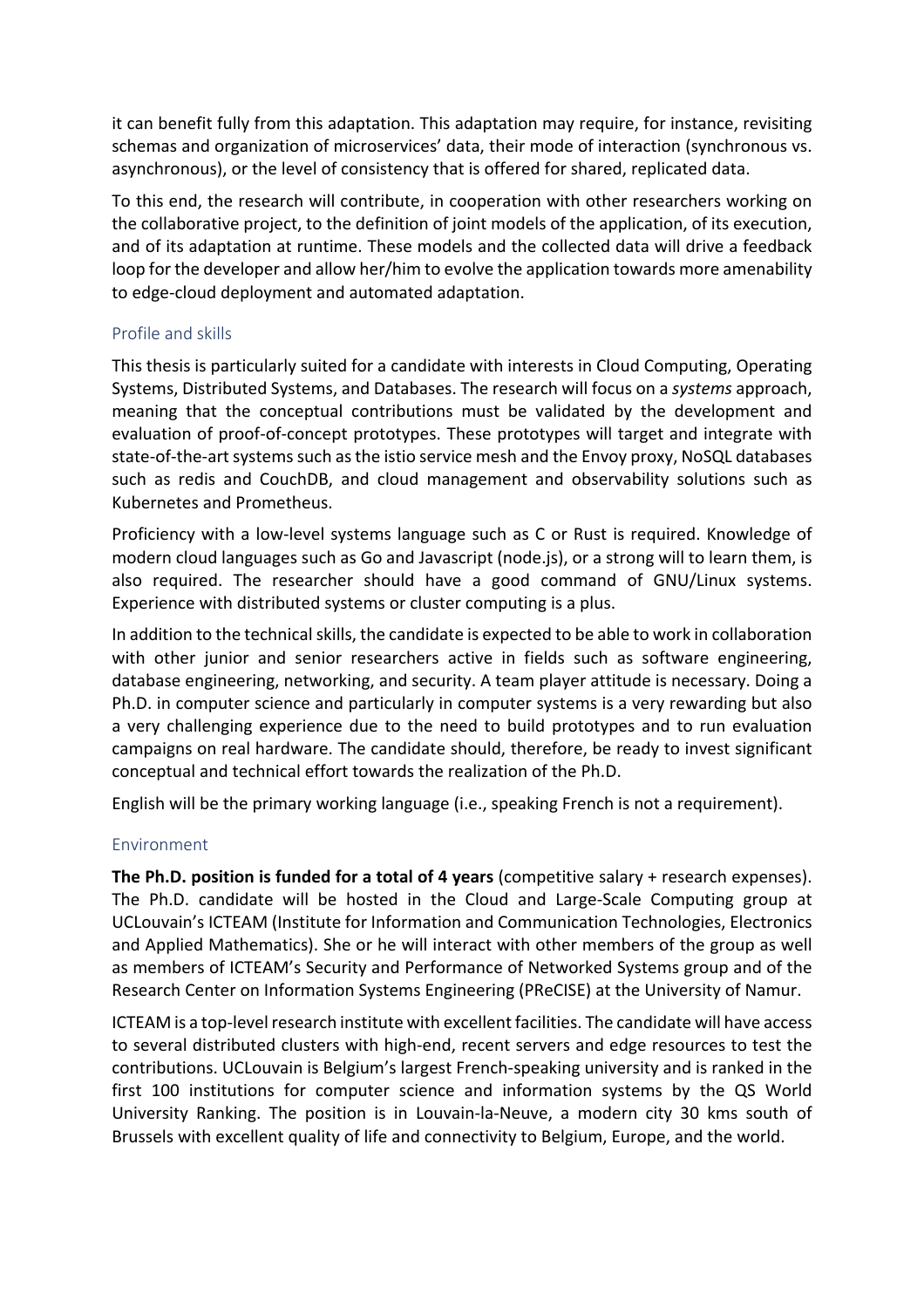it can benefit fully from this adaptation. This adaptation may require, for instance, revisiting schemas and organization of microservices' data, their mode of interaction (synchronous vs. asynchronous), or the level of consistency that is offered for shared, replicated data.

To this end, the research will contribute, in cooperation with other researchers working on the collaborative project, to the definition of joint models of the application, of its execution, and of its adaptation at runtime. These models and the collected data will drive a feedback loop for the developer and allow her/him to evolve the application towards more amenability to edge-cloud deployment and automated adaptation.

### Profile and skills

This thesis is particularly suited for a candidate with interests in Cloud Computing, Operating Systems, Distributed Systems, and Databases. The research will focus on a *systems* approach, meaning that the conceptual contributions must be validated by the development and evaluation of proof-of-concept prototypes. These prototypes will target and integrate with state-of-the-art systems such as the istio service mesh and the Envoy proxy, NoSQL databases such as redis and CouchDB, and cloud management and observability solutions such as Kubernetes and Prometheus.

Proficiency with a low-level systems language such as C or Rust is required. Knowledge of modern cloud languages such as Go and Javascript (node.js), or a strong will to learn them, is also required. The researcher should have a good command of GNU/Linux systems. Experience with distributed systems or cluster computing is a plus.

In addition to the technical skills, the candidate is expected to be able to work in collaboration with other junior and senior researchers active in fields such as software engineering, database engineering, networking, and security. A team player attitude is necessary. Doing a Ph.D. in computer science and particularly in computer systems is a very rewarding but also a very challenging experience due to the need to build prototypes and to run evaluation campaigns on real hardware. The candidate should, therefore, be ready to invest significant conceptual and technical effort towards the realization of the Ph.D.

English will be the primary working language (i.e., speaking French is not a requirement).

### Environment

**The Ph.D. position is funded for a total of 4 years** (competitive salary + research expenses). The Ph.D. candidate will be hosted in the Cloud and Large-Scale Computing group at UCLouvain's ICTEAM (Institute for Information and Communication Technologies, Electronics and Applied Mathematics). She or he will interact with other members of the group as well as members of ICTEAM's Security and Performance of Networked Systems group and of the Research Center on Information Systems Engineering (PReCISE) at the University of Namur.

ICTEAM is a top-level research institute with excellent facilities. The candidate will have access to several distributed clusters with high-end, recent servers and edge resources to test the contributions. UCLouvain is Belgium's largest French-speaking university and is ranked in the first 100 institutions for computer science and information systems by the QS World University Ranking. The position is in Louvain-la-Neuve, a modern city 30 kms south of Brussels with excellent quality of life and connectivity to Belgium, Europe, and the world.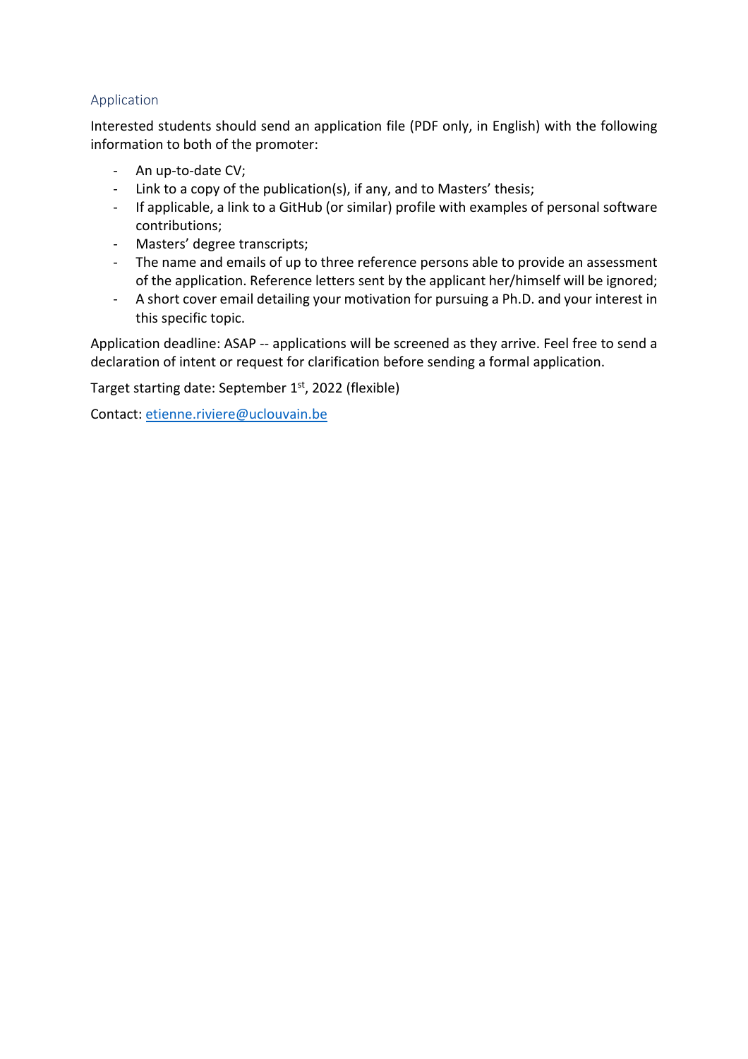## Application

Interested students should send an application file (PDF only, in English) with the following information to both of the promoter:

- An up-to-date CV;
- Link to a copy of the publication(s), if any, and to Masters' thesis;
- If applicable, a link to a GitHub (or similar) profile with examples of personal software contributions;
- Masters' degree transcripts;
- The name and emails of up to three reference persons able to provide an assessment of the application. Reference letters sent by the applicant her/himself will be ignored;
- A short cover email detailing your motivation for pursuing a Ph.D. and your interest in this specific topic.

Application deadline: ASAP -- applications will be screened as they arrive. Feel free to send a declaration of intent or request for clarification before sending a formal application.

Target starting date: September 1st, 2022 (flexible)

Contact: [etienne.riviere@uclouvain.be](mailto:etienne.riviere@uclouvain.be)